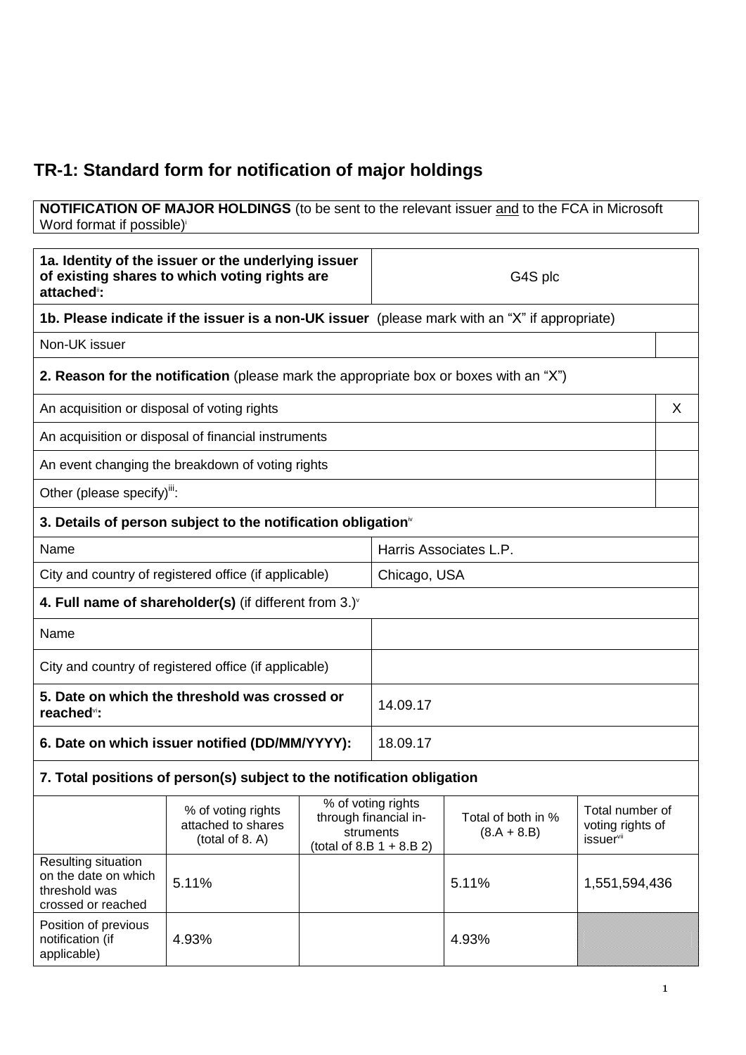# TR-1: Standard form for notification of major holdings

| |
|---|
| **NOTIFICATION OF MAJOR HOLDINGS** (to be sent to the relevant issuer and to the FCA in Microsoft Word format if possible)[i] |

| | |
|---|---|
| **1a. Identity of the issuer or the underlying issuer of existing shares to which voting rights are attached**[ii]**:** | G4S plc |
| **1b. Please indicate if the issuer is a non-UK issuer** (please mark with an "X" if appropriate) | |
| Non-UK issuer | |
| **2. Reason for the notification** (please mark the appropriate box or boxes with an "X") | |
| An acquisition or disposal of voting rights | X |
| An acquisition or disposal of financial instruments | |
| An event changing the breakdown of voting rights | |
| Other (please specify)[iii]: | |
| **3. Details of person subject to the notification obligation**[iv] | |
| Name | Harris Associates L.P. |
| City and country of registered office (if applicable) | Chicago, USA |
| **4. Full name of shareholder(s)** (if different from 3.)[v] | |
| Name | |
| City and country of registered office (if applicable) | |
| **5. Date on which the threshold was crossed or reached**[vi]**:** | 14.09.17 |
| **6. Date on which issuer notified (DD/MM/YYYY):** | 18.09.17 |

**7. Total positions of person(s) subject to the notification obligation**

| | % of voting rights attached to shares (total of 8. A) | % of voting rights through financial instruments (total of 8.B 1 + 8.B 2) | Total of both in % (8.A + 8.B) | Total number of voting rights of issuer[vii] |
|---|---|---|---|---|
| Resulting situation on the date on which threshold was crossed or reached | 5.11% | | 5.11% | 1,551,594,436 |
| Position of previous notification (if applicable) | 4.93% | | 4.93% | |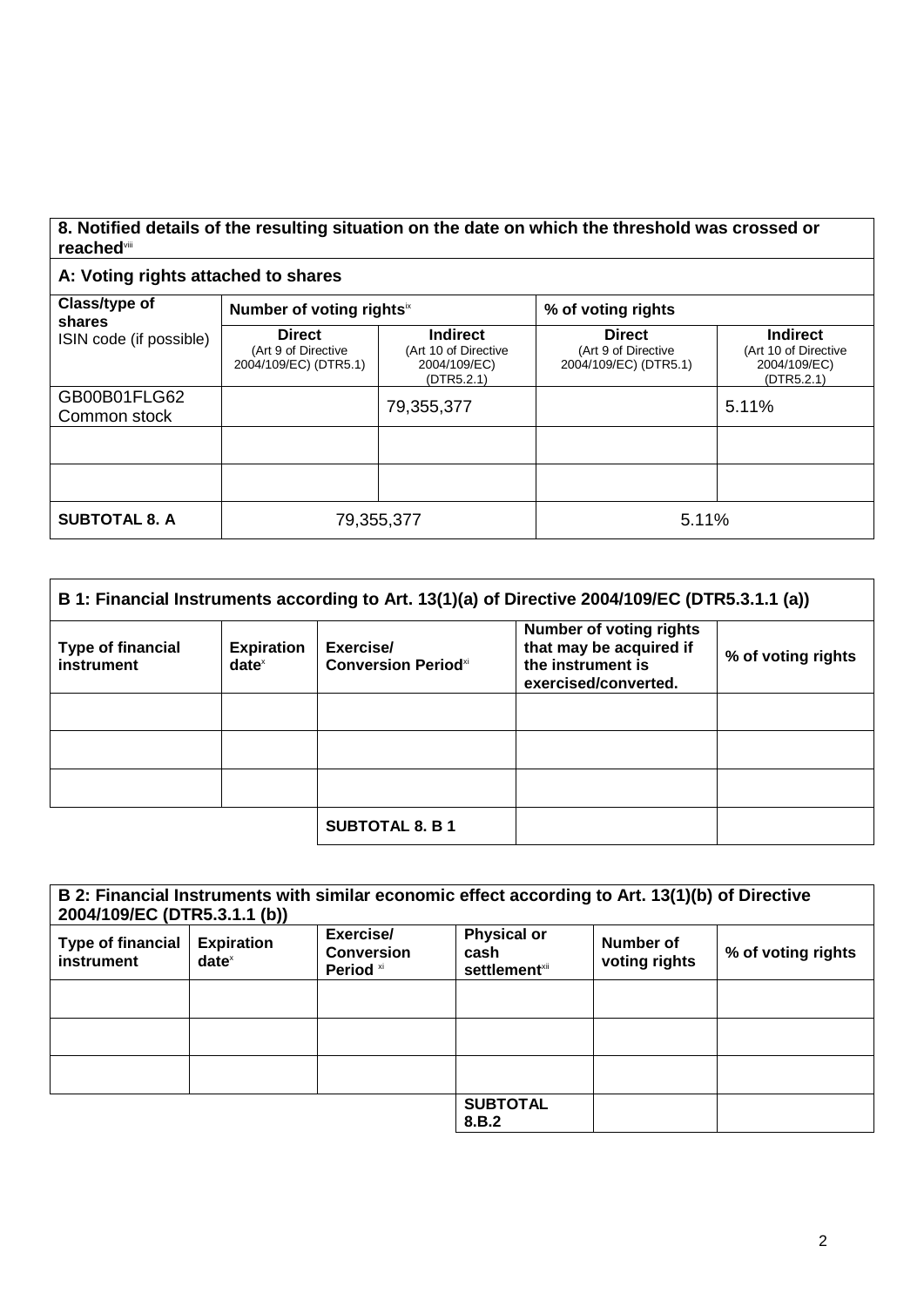| **8. Notified details of the resulting situation on the date on which the threshold was crossed or reached**[viii] | | | | |
|---|---|---|---|---|
| **A: Voting rights attached to shares** | | | | |
| **Class/type of shares**<br>ISIN code (if possible) | **Number of voting rights**[ix] | | **% of voting rights** | |
| | **Direct**<br>(Art 9 of Directive 2004/109/EC) (DTR5.1) | **Indirect**<br>(Art 10 of Directive 2004/109/EC) (DTR5.2.1) | **Direct**<br>(Art 9 of Directive 2004/109/EC) (DTR5.1) | **Indirect**<br>(Art 10 of Directive 2004/109/EC) (DTR5.2.1) |
| GB00B01FLG62 Common stock | | 79,355,377 | | 5.11% |
| | | | | |
| | | | | |
| **SUBTOTAL 8. A** | 79,355,377 | | 5.11% | |

| **B 1: Financial Instruments according to Art. 13(1)(a) of Directive 2004/109/EC (DTR5.3.1.1 (a))** | | | | |
|---|---|---|---|---|
| **Type of financial instrument** | **Expiration date**[x] | **Exercise/ Conversion Period**[xi] | **Number of voting rights that may be acquired if the instrument is exercised/converted.** | **% of voting rights** |
| | | | | |
| | | | | |
| | | | | |
| | | **SUBTOTAL 8. B 1** | | |

| **B 2: Financial Instruments with similar economic effect according to Art. 13(1)(b) of Directive 2004/109/EC (DTR5.3.1.1 (b))** | | | | | |
|---|---|---|---|---|---|
| **Type of financial instrument** | **Expiration date**[x] | **Exercise/ Conversion Period** [xi] | **Physical or cash settlement**[xii] | **Number of voting rights** | **% of voting rights** |
| | | | | | |
| | | | | | |
| | | | | | |
| | | | **SUBTOTAL 8.B.2** | | |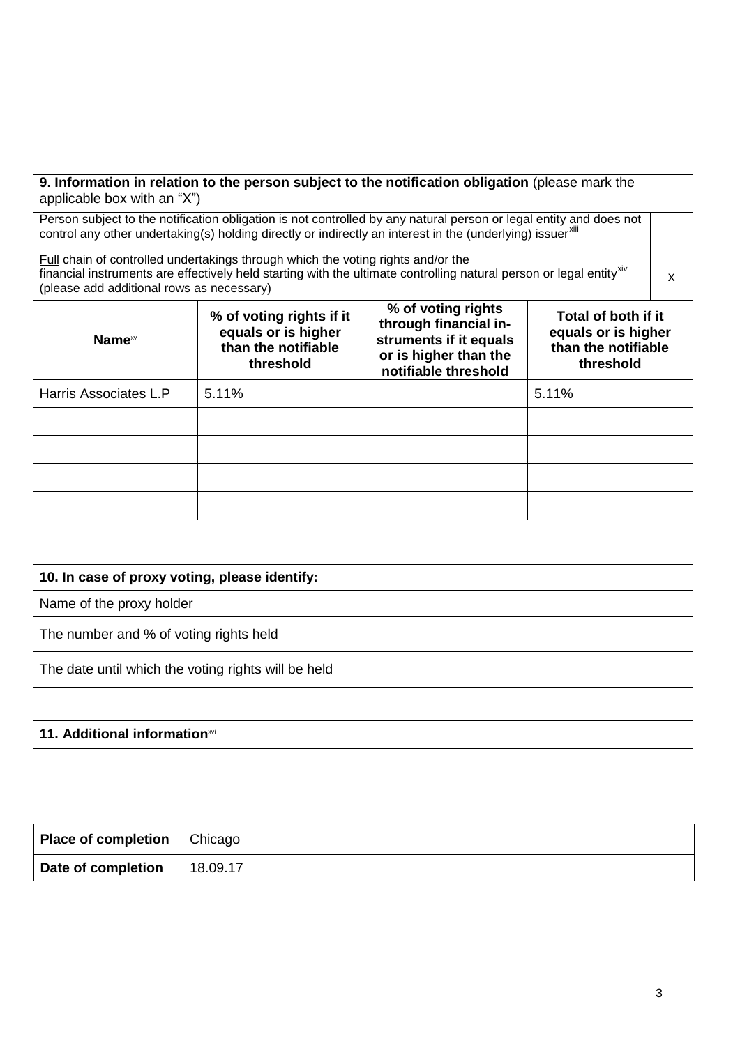| **9. Information in relation to the person subject to the notification obligation** (please mark the applicable box with an "X") | |
|---|---|
| Person subject to the notification obligation is not controlled by any natural person or legal entity and does not control any other undertaking(s) holding directly or indirectly an interest in the (underlying) issuer[xiii] | |
| Full chain of controlled undertakings through which the voting rights and/or the financial instruments are effectively held starting with the ultimate controlling natural person or legal entity[xiv] (please add additional rows as necessary) | x |

| **Name**[xv] | **% of voting rights if it equals or is higher than the notifiable threshold** | **% of voting rights through financial instruments if it equals or is higher than the notifiable threshold** | **Total of both if it equals or is higher than the notifiable threshold** |
|---|---|---|---|
| Harris Associates L.P | 5.11% | | 5.11% |
| | | | |
| | | | |
| | | | |
| | | | |

| **10. In case of proxy voting, please identify:** | |
|---|---|
| Name of the proxy holder | |
| The number and % of voting rights held | |
| The date until which the voting rights will be held | |

| **11. Additional information**[xvi] |
|---|
| |

| | |
|---|---|
| **Place of completion** | Chicago |
| **Date of completion** | 18.09.17 |